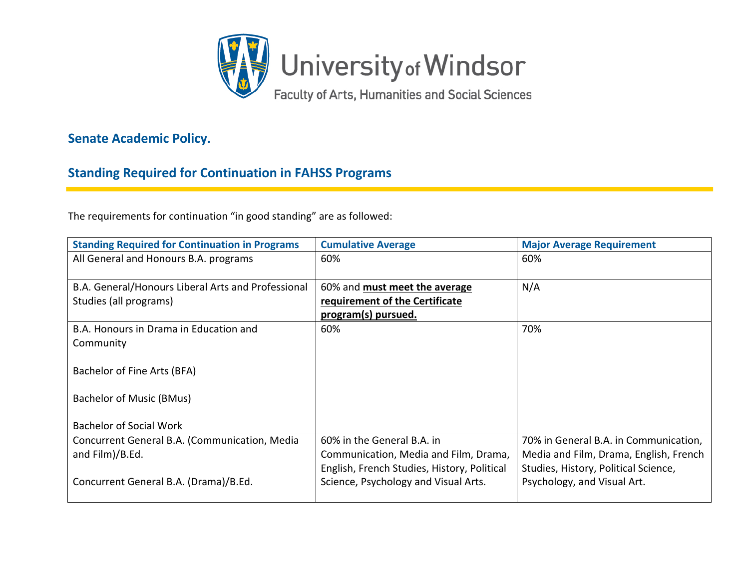University of Windsor

Faculty of Arts, Humanities and Social Sciences

## Senate Academic Policy.

## Standing Required for Continuation in FAHSS Programs

The requirements for continuation "in good standing" are as followed:

| Standing Required for Continuation in Programs | Cumulative Average | Major Average Requirement |
|---|---|---|
| All General and Honours B.A. programs | 60% | 60% |
| B.A. General/Honours Liberal Arts and Professional Studies (all programs) | 60% and **must meet the average requirement of the Certificate program(s) pursued.** | N/A |
| B.A. Honours in Drama in Education and Community<br><br>Bachelor of Fine Arts (BFA)<br><br>Bachelor of Music (BMus)<br><br>Bachelor of Social Work | 60% | 70% |
| Concurrent General B.A. (Communication, Media and Film)/B.Ed.<br><br>Concurrent General B.A. (Drama)/B.Ed. | 60% in the General B.A. in Communication, Media and Film, Drama, English, French Studies, History, Political Science, Psychology and Visual Arts. | 70% in General B.A. in Communication, Media and Film, Drama, English, French Studies, History, Political Science, Psychology, and Visual Art. |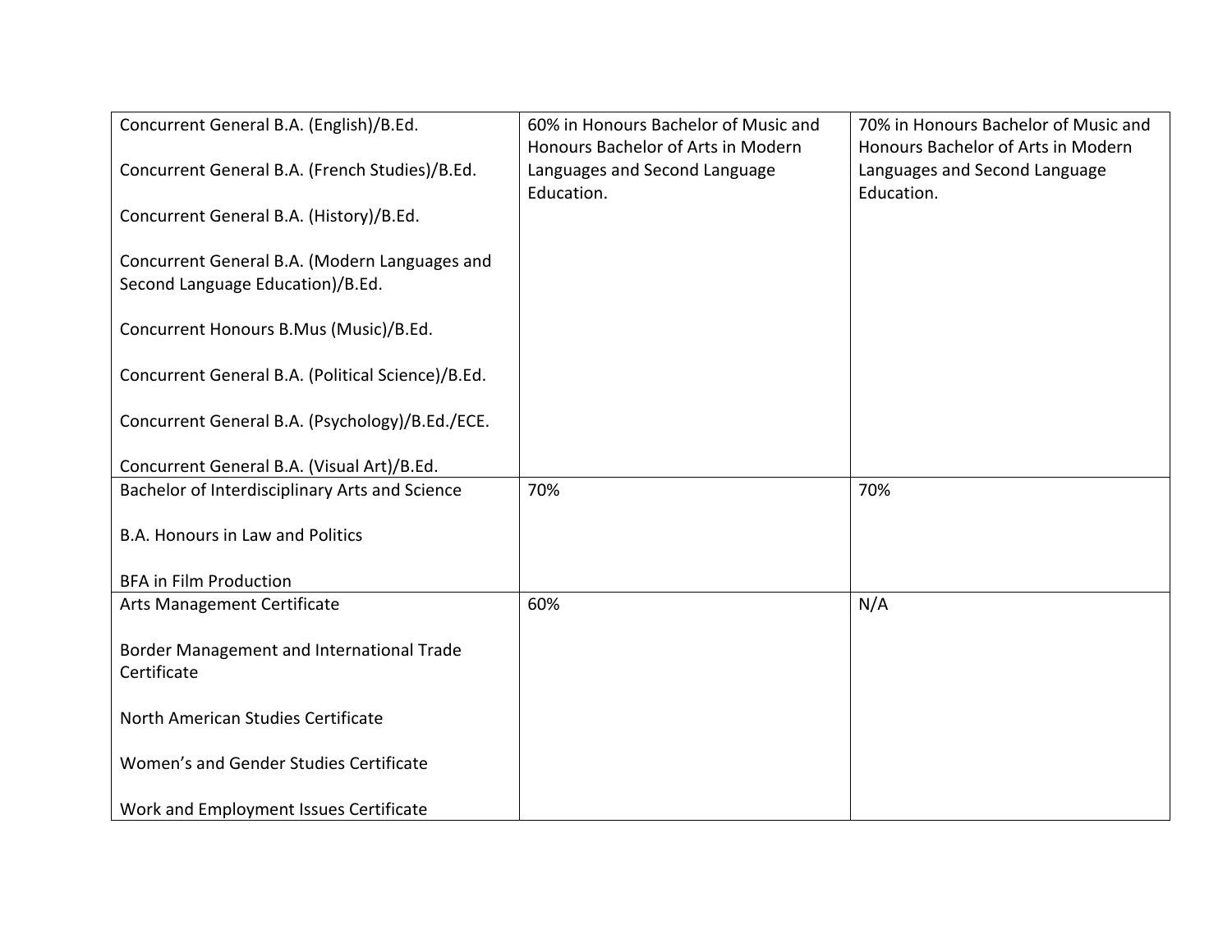| | | |
|---|---|---|
| Concurrent General B.A. (English)/B.Ed.<br><br>Concurrent General B.A. (French Studies)/B.Ed.<br><br>Concurrent General B.A. (History)/B.Ed.<br><br>Concurrent General B.A. (Modern Languages and Second Language Education)/B.Ed.<br><br>Concurrent Honours B.Mus (Music)/B.Ed.<br><br>Concurrent General B.A. (Political Science)/B.Ed.<br><br>Concurrent General B.A. (Psychology)/B.Ed./ECE.<br><br>Concurrent General B.A. (Visual Art)/B.Ed. | 60% in Honours Bachelor of Music and Honours Bachelor of Arts in Modern Languages and Second Language Education. | 70% in Honours Bachelor of Music and Honours Bachelor of Arts in Modern Languages and Second Language Education. |
| Bachelor of Interdisciplinary Arts and Science<br><br>B.A. Honours in Law and Politics<br><br>BFA in Film Production | 70% | 70% |
| Arts Management Certificate<br><br>Border Management and International Trade Certificate<br><br>North American Studies Certificate<br><br>Women's and Gender Studies Certificate<br><br>Work and Employment Issues Certificate | 60% | N/A |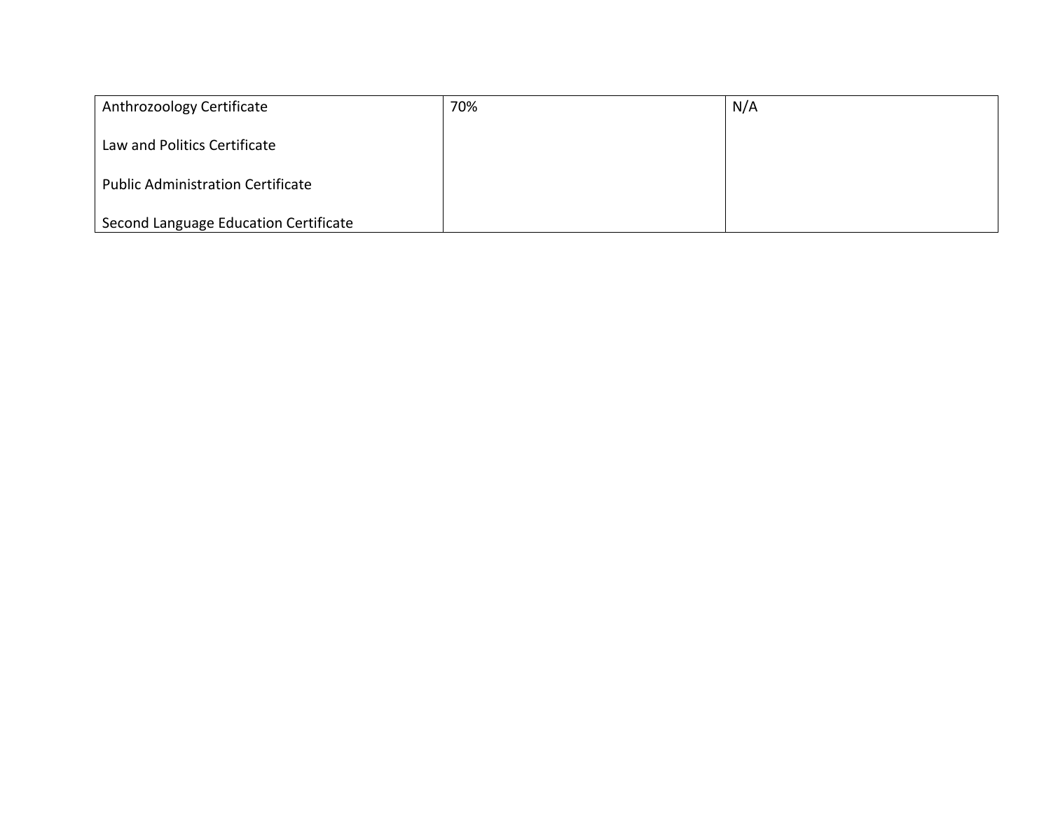| | | |
|---|---|---|
| Anthrozoology Certificate<br><br>Law and Politics Certificate<br><br>Public Administration Certificate<br><br>Second Language Education Certificate | 70% | N/A |